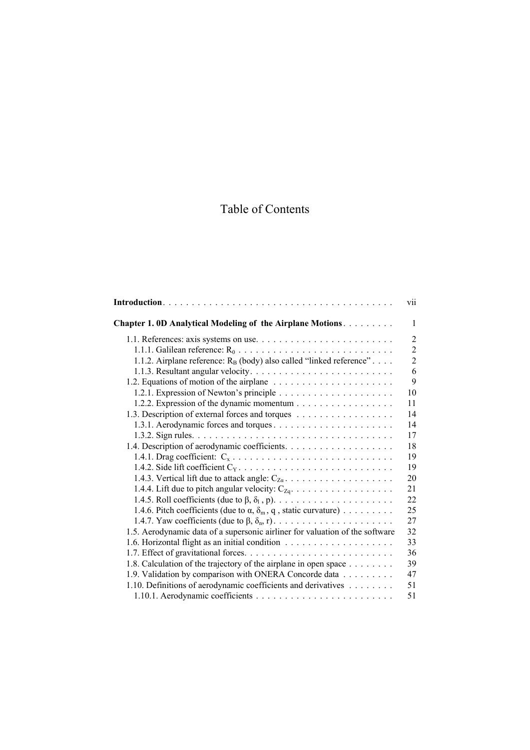# Table of Contents

| | |
|---|---|
| **Introduction** | vii |
| **Chapter 1. 0D Analytical Modeling of the Airplane Motions** | 1 |
| 1.1. References: axis systems on use | 2 |
| 1.1.1. Galilean reference: $R_0$ | 2 |
| 1.1.2. Airplane reference: $R_B$ (body) also called "linked reference" | 2 |
| 1.1.3. Resultant angular velocity | 6 |
| 1.2. Equations of motion of the airplane | 9 |
| 1.2.1. Expression of Newton's principle | 10 |
| 1.2.2. Expression of the dynamic momentum | 11 |
| 1.3. Description of external forces and torques | 14 |
| 1.3.1. Aerodynamic forces and torques | 14 |
| 1.3.2. Sign rules | 17 |
| 1.4. Description of aerodynamic coefficients | 18 |
| 1.4.1. Drag coefficient: $C_x$ | 19 |
| 1.4.2. Side lift coefficient $C_Y$ | 19 |
| 1.4.3. Vertical lift due to attack angle: $C_{Z\alpha}$ | 20 |
| 1.4.4. Lift due to pitch angular velocity: $C_{Zq}$ | 21 |
| 1.4.5. Roll coefficients (due to $\beta$, $\delta_l$, p) | 22 |
| 1.4.6. Pitch coefficients (due to $\alpha$, $\delta_m$, q, static curvature) | 25 |
| 1.4.7. Yaw coefficients (due to $\beta$, $\delta_n$, r) | 27 |
| 1.5. Aerodynamic data of a supersonic airliner for valuation of the software | 32 |
| 1.6. Horizontal flight as an initial condition | 33 |
| 1.7. Effect of gravitational forces | 36 |
| 1.8. Calculation of the trajectory of the airplane in open space | 39 |
| 1.9. Validation by comparison with ONERA Concorde data | 47 |
| 1.10. Definitions of aerodynamic coefficients and derivatives | 51 |
| 1.10.1. Aerodynamic coefficients | 51 |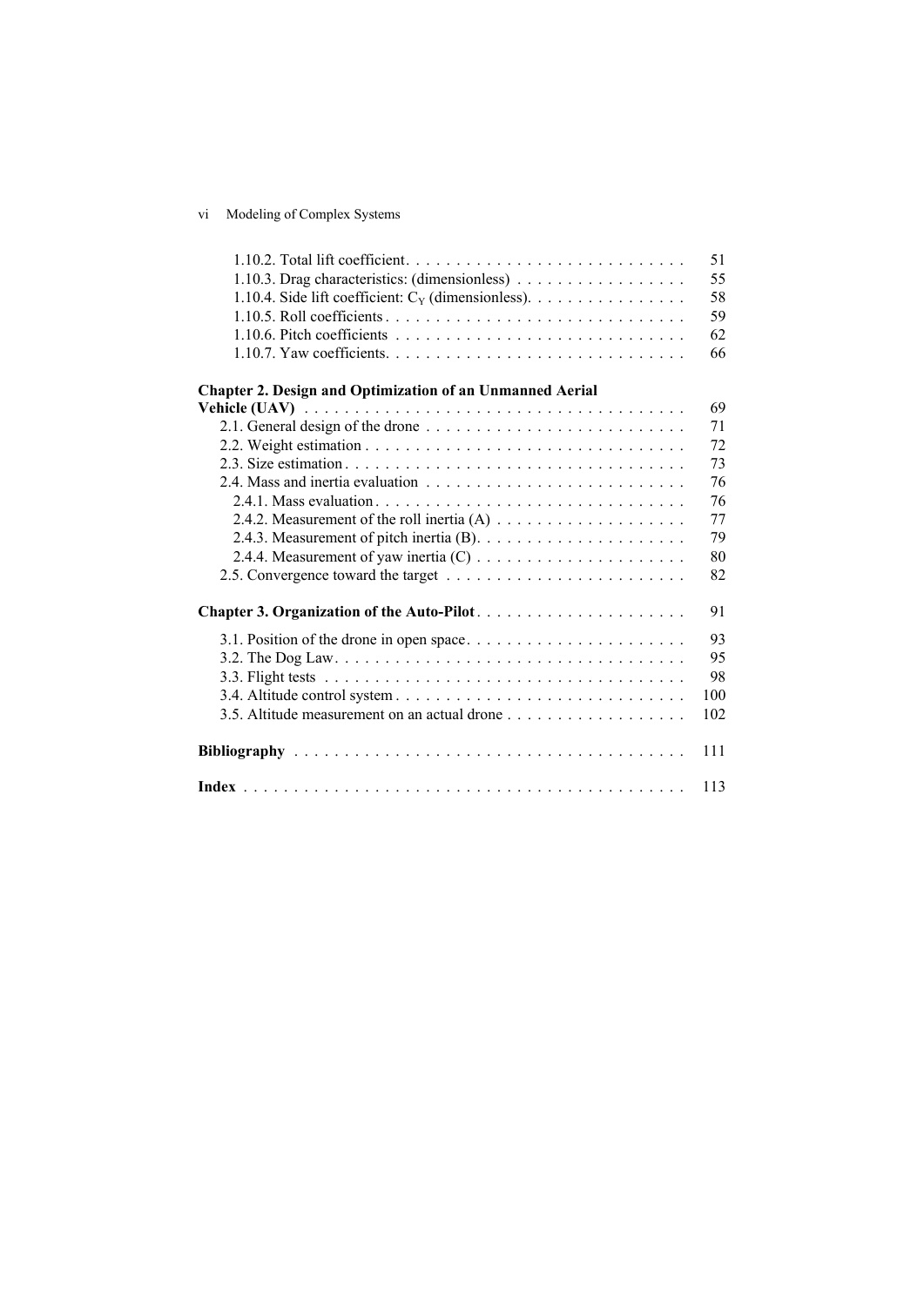1.10.2. Total lift coefficient . . . . . . . . . . . . . . . . . . . . . . . . . . . . 51
1.10.3. Drag characteristics: (dimensionless) . . . . . . . . . . . . . . . . . 55
1.10.4. Side lift coefficient: $C_Y$ (dimensionless). . . . . . . . . . . . . . . . 58
1.10.5. Roll coefficients . . . . . . . . . . . . . . . . . . . . . . . . . . . . . . 59
1.10.6. Pitch coefficients . . . . . . . . . . . . . . . . . . . . . . . . . . . . . 62
1.10.7. Yaw coefficients. . . . . . . . . . . . . . . . . . . . . . . . . . . . . . 66

**Chapter 2. Design and Optimization of an Unmanned Aerial Vehicle (UAV)** . . . . . . . . . . . . . . . . . . . . . . . . . . . . . . . . . . . . . 69

2.1. General design of the drone . . . . . . . . . . . . . . . . . . . . . . . . . . 71
2.2. Weight estimation . . . . . . . . . . . . . . . . . . . . . . . . . . . . . . . . 72
2.3. Size estimation . . . . . . . . . . . . . . . . . . . . . . . . . . . . . . . . . . 73
2.4. Mass and inertia evaluation . . . . . . . . . . . . . . . . . . . . . . . . . . 76
2.4.1. Mass evaluation . . . . . . . . . . . . . . . . . . . . . . . . . . . . . . . 76
2.4.2. Measurement of the roll inertia (A) . . . . . . . . . . . . . . . . . . . 77
2.4.3. Measurement of pitch inertia (B). . . . . . . . . . . . . . . . . . . . . 79
2.4.4. Measurement of yaw inertia (C) . . . . . . . . . . . . . . . . . . . . . 80
2.5. Convergence toward the target . . . . . . . . . . . . . . . . . . . . . . . . 82

**Chapter 3. Organization of the Auto-Pilot** . . . . . . . . . . . . . . . . . . . . . 91

3.1. Position of the drone in open space. . . . . . . . . . . . . . . . . . . . . . 93
3.2. The Dog Law. . . . . . . . . . . . . . . . . . . . . . . . . . . . . . . . . . . 95
3.3. Flight tests . . . . . . . . . . . . . . . . . . . . . . . . . . . . . . . . . . . . 98
3.4. Altitude control system . . . . . . . . . . . . . . . . . . . . . . . . . . . . . 100
3.5. Altitude measurement on an actual drone . . . . . . . . . . . . . . . . . . 102

**Bibliography** . . . . . . . . . . . . . . . . . . . . . . . . . . . . . . . . . . . . . . 111

**Index** . . . . . . . . . . . . . . . . . . . . . . . . . . . . . . . . . . . . . . . . . . 113